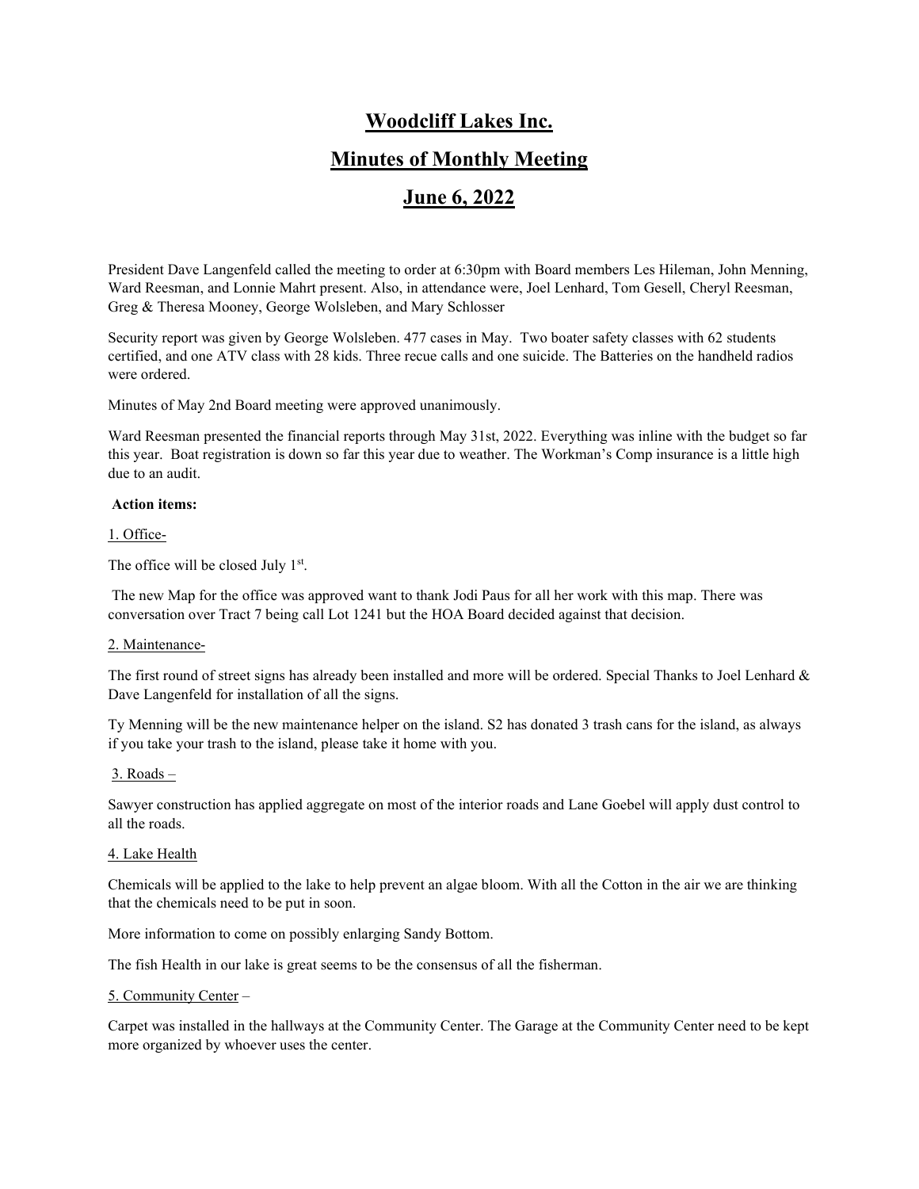# Woodcliff Lakes Inc.

# Minutes of Monthly Meeting

# June 6, 2022

President Dave Langenfeld called the meeting to order at 6:30pm with Board members Les Hileman, John Menning, Ward Reesman, and Lonnie Mahrt present. Also, in attendance were, Joel Lenhard, Tom Gesell, Cheryl Reesman, Greg & Theresa Mooney, George Wolsleben, and Mary Schlosser

Security report was given by George Wolsleben. 477 cases in May. Two boater safety classes with 62 students certified, and one ATV class with 28 kids. Three recue calls and one suicide. The Batteries on the handheld radios were ordered.

Minutes of May 2nd Board meeting were approved unanimously.

Ward Reesman presented the financial reports through May 31st, 2022. Everything was inline with the budget so far this year. Boat registration is down so far this year due to weather. The Workman's Comp insurance is a little high due to an audit.

**Action items:**

1. Office-

The office will be closed July 1st.

The new Map for the office was approved want to thank Jodi Paus for all her work with this map. There was conversation over Tract 7 being call Lot 1241 but the HOA Board decided against that decision.

2. Maintenance-

The first round of street signs has already been installed and more will be ordered. Special Thanks to Joel Lenhard & Dave Langenfeld for installation of all the signs.

Ty Menning will be the new maintenance helper on the island. S2 has donated 3 trash cans for the island, as always if you take your trash to the island, please take it home with you.

3. Roads –

Sawyer construction has applied aggregate on most of the interior roads and Lane Goebel will apply dust control to all the roads.

4. Lake Health

Chemicals will be applied to the lake to help prevent an algae bloom. With all the Cotton in the air we are thinking that the chemicals need to be put in soon.

More information to come on possibly enlarging Sandy Bottom.

The fish Health in our lake is great seems to be the consensus of all the fisherman.

5. Community Center –

Carpet was installed in the hallways at the Community Center. The Garage at the Community Center need to be kept more organized by whoever uses the center.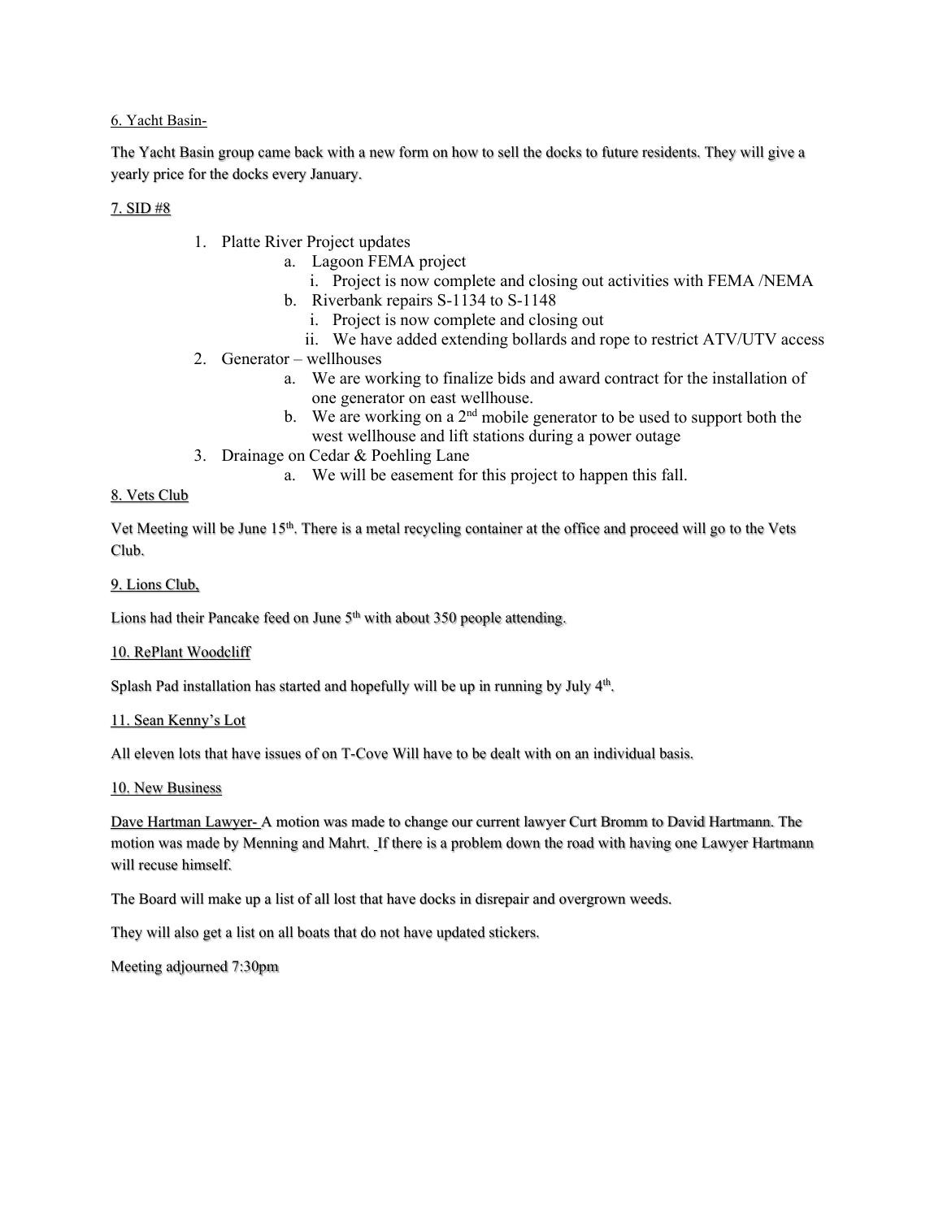6. Yacht Basin-

The Yacht Basin group came back with a new form on how to sell the docks to future residents. They will give a yearly price for the docks every January.

7. SID #8

1. Platte River Project updates
   a. Lagoon FEMA project
      i. Project is now complete and closing out activities with FEMA /NEMA
   b. Riverbank repairs S-1134 to S-1148
      i. Project is now complete and closing out
      ii. We have added extending bollards and rope to restrict ATV/UTV access
2. Generator – wellhouses
   a. We are working to finalize bids and award contract for the installation of one generator on east wellhouse.
   b. We are working on a 2nd mobile generator to be used to support both the west wellhouse and lift stations during a power outage
3. Drainage on Cedar & Poehling Lane
   a. We will be easement for this project to happen this fall.

8. Vets Club

Vet Meeting will be June 15th. There is a metal recycling container at the office and proceed will go to the Vets Club.

9. Lions Club,

Lions had their Pancake feed on June 5th with about 350 people attending.

10. RePlant Woodcliff

Splash Pad installation has started and hopefully will be up in running by July 4th.

11. Sean Kenny's Lot

All eleven lots that have issues of on T-Cove Will have to be dealt with on an individual basis.

10. New Business

Dave Hartman Lawyer- A motion was made to change our current lawyer Curt Bromm to David Hartmann. The motion was made by Menning and Mahrt. If there is a problem down the road with having one Lawyer Hartmann will recuse himself.

The Board will make up a list of all lost that have docks in disrepair and overgrown weeds.

They will also get a list on all boats that do not have updated stickers.

Meeting adjourned 7:30pm